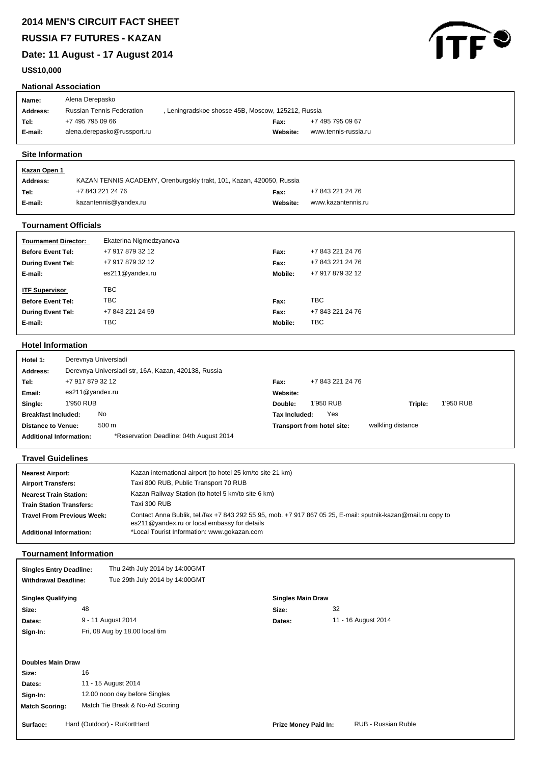# 2014 MEN'S CIRCUIT FACT SHEET

# RUSSIA F7 FUTURES - KAZAN

## Date: 11 August - 17 August 2014

**US$10,000**

### National Association

| | | | |
|---|---|---|---|
| **Name:** | Alena Derepasko | | |
| **Address:** | Russian Tennis Federation, Leningradskoe shosse 45B, Moscow, 125212, Russia | | |
| **Tel:** | +7 495 795 09 66 | **Fax:** | +7 495 795 09 67 |
| **E-mail:** | alena.derepasko@russport.ru | **Website:** | www.tennis-russia.ru |

### Site Information

**Kazan Open 1**

| | | | |
|---|---|---|---|
| **Address:** | KAZAN TENNIS ACADEMY, Orenburgskiy trakt, 101, Kazan, 420059, Russia | | |
| **Tel:** | +7 843 221 24 76 | **Fax:** | +7 843 221 24 76 |
| **E-mail:** | kazantennis@yandex.ru | **Website:** | www.kazantennis.ru |

### Tournament Officials

| | | | |
|---|---|---|---|
| **Tournament Director:** | Ekaterina Nigmedzyanova | | |
| **Before Event Tel:** | +7 917 879 32 12 | **Fax:** | +7 843 221 24 76 |
| **During Event Tel:** | +7 917 879 32 12 | **Fax:** | +7 843 221 24 76 |
| **E-mail:** | es211@yandex.ru | **Mobile:** | +7 917 879 32 12 |
| **ITF Supervisor** | TBC | | |
| **Before Event Tel:** | TBC | **Fax:** | TBC |
| **During Event Tel:** | +7 843 221 24 59 | **Fax:** | +7 843 221 24 76 |
| **E-mail:** | TBC | **Mobile:** | TBC |

### Hotel Information

| | | | | | |
|---|---|---|---|---|---|
| **Hotel 1:** | Derevnya Universiadi | | | | |
| **Address:** | Derevnya Universiadi str, 16A, Kazan, 420138, Russia | | | | |
| **Tel:** | +7 917 879 32 12 | **Fax:** | +7 843 221 24 76 | | |
| **Email:** | es211@yandex.ru | **Website:** | | | |
| **Single:** | 1'950 RUB | **Double:** | 1'950 RUB | **Triple:** | 1'950 RUB |
| **Breakfast Included:** | No | **Tax Included:** | Yes | | |
| **Distance to Venue:** | 500 m | **Transport from hotel site:** | walkling distance | | |
| **Additional Information:** | *Reservation Deadline: 04th August 2014 | | | | |

### Travel Guidelines

| | |
|---|---|
| **Nearest Airport:** | Kazan international airport (to hotel 25 km/to site 21 km) |
| **Airport Transfers:** | Taxi 800 RUB, Public Transport 70 RUB |
| **Nearest Train Station:** | Kazan Railway Station (to hotel 5 km/to site 6 km) |
| **Train Station Transfers:** | Taxi 300 RUB |
| **Travel From Previous Week:** | Contact Anna Bublik, tel./fax +7 843 292 55 95, mob. +7 917 867 05 25, E-mail: sputnik-kazan@mail.ru copy to es211@yandex.ru or local embassy for details |
| **Additional Information:** | *Local Tourist Information: www.gokazan.com |

### Tournament Information

| | |
|---|---|
| **Singles Entry Deadline:** | Thu 24th July 2014 by 14:00GMT |
| **Withdrawal Deadline:** | Tue 29th July 2014 by 14:00GMT |

| **Singles Qualifying** | | **Singles Main Draw** | |
|---|---|---|---|
| **Size:** | 48 | **Size:** | 32 |
| **Dates:** | 9 - 11 August 2014 | **Dates:** | 11 - 16 August 2014 |
| **Sign-In:** | Fri, 08 Aug by 18.00 local tim | | |

**Doubles Main Draw**

| | |
|---|---|
| **Size:** | 16 |
| **Dates:** | 11 - 15 August 2014 |
| **Sign-In:** | 12.00 noon day before Singles |
| **Match Scoring:** | Match Tie Break & No-Ad Scoring |

| | | | |
|---|---|---|---|
| **Surface:** | Hard (Outdoor) - RuKortHard | **Prize Money Paid In:** | RUB - Russian Ruble |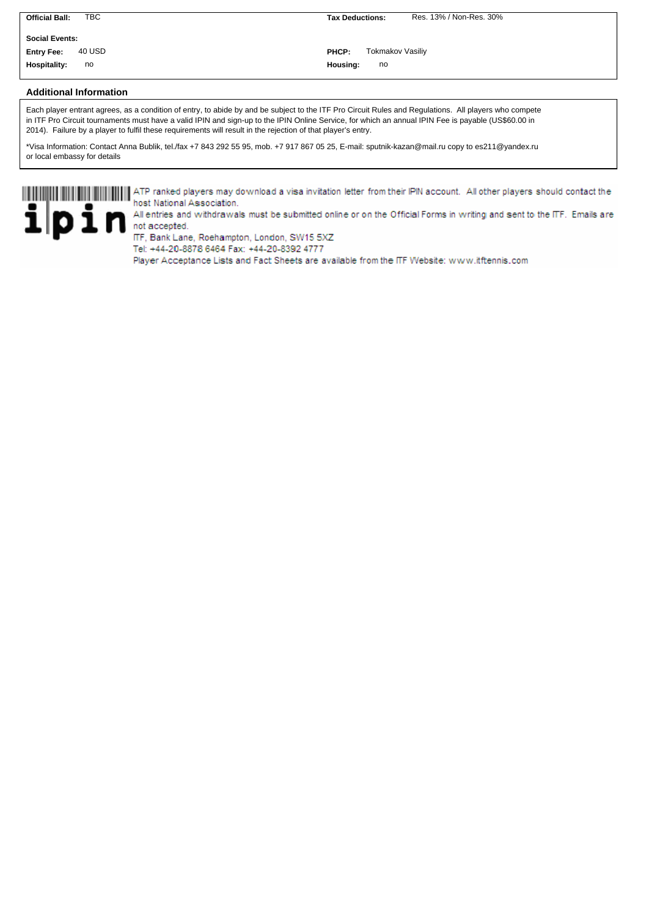| | | | |
|---|---|---|---|
| **Official Ball:** | TBC | **Tax Deductions:** | Res. 13% / Non-Res. 30% |
| **Social Events:** | | | |
| **Entry Fee:** | 40 USD | **PHCP:** | Tokmakov Vasiliy |
| **Hospitality:** | no | **Housing:** | no |

## Additional Information

Each player entrant agrees, as a condition of entry, to abide by and be subject to the ITF Pro Circuit Rules and Regulations. All players who compete in ITF Pro Circuit tournaments must have a valid IPIN and sign-up to the IPIN Online Service, for which an annual IPIN Fee is payable (US$60.00 in 2014). Failure by a player to fulfil these requirements will result in the rejection of that player's entry.

*Visa Information: Contact Anna Bublik, tel./fax +7 843 292 55 95, mob. +7 917 867 05 25, E-mail: sputnik-kazan@mail.ru copy to es211@yandex.ru or local embassy for details

ipin

ATP ranked players may download a visa invitation letter from their IPIN account. All other players should contact the host National Association.

All entries and withdrawals must be submitted online or on the Official Forms in writing and sent to the ITF. Emails are not accepted.

ITF, Bank Lane, Roehampton, London, SW15 5XZ

Tel: +44-20-8878 6464 Fax: +44-20-8392 4777

Player Acceptance Lists and Fact Sheets are available from the ITF Website: www.itftennis.com